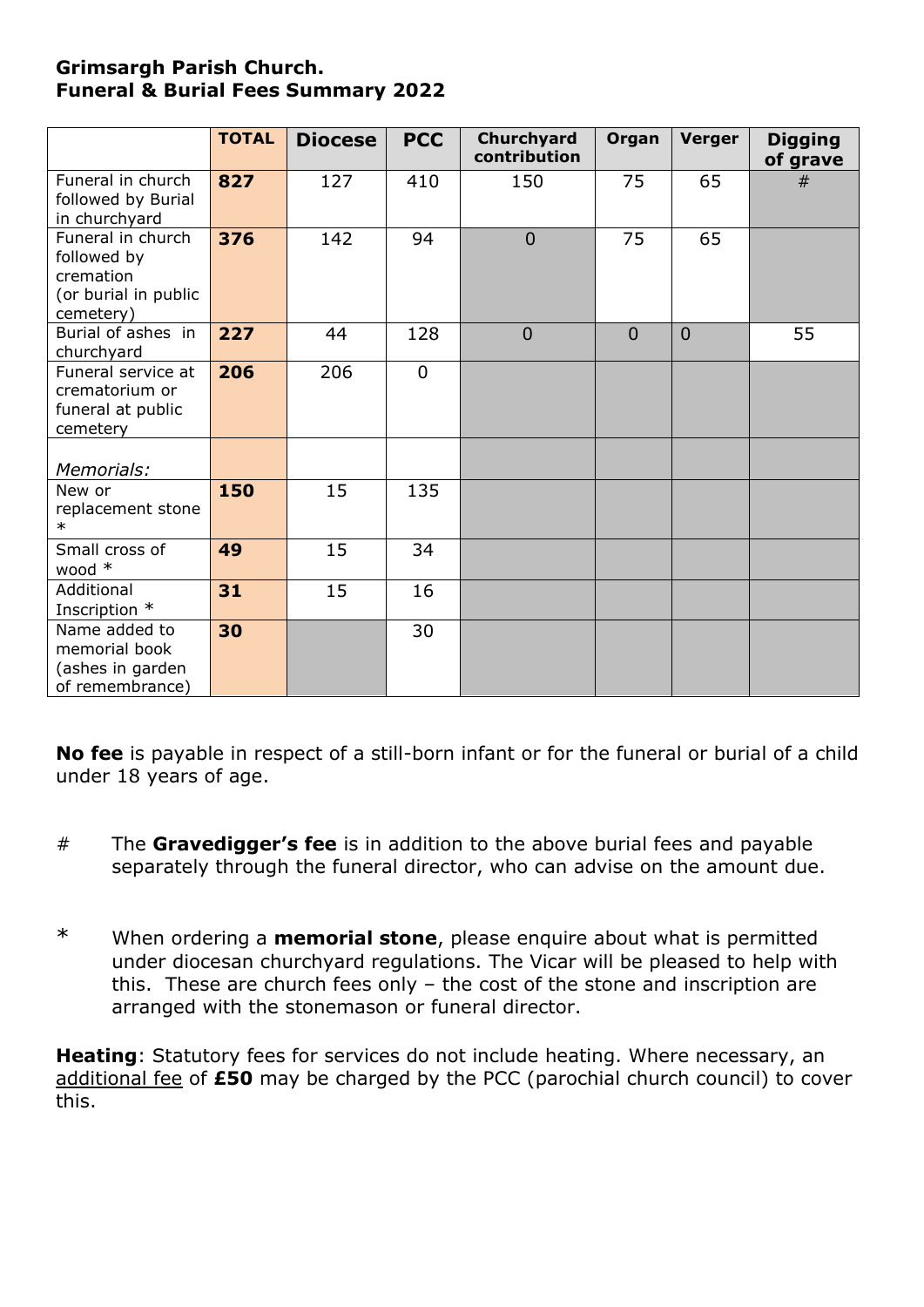**Grimsargh Parish Church.**
**Funeral & Burial Fees Summary 2022**

| | TOTAL | Diocese | PCC | Churchyard contribution | Organ | Verger | Digging of grave |
|---|---|---|---|---|---|---|---|
| Funeral in church followed by Burial in churchyard | **827** | 127 | 410 | 150 | 75 | 65 | # |
| Funeral in church followed by cremation (or burial in public cemetery) | **376** | 142 | 94 | 0 | 75 | 65 | |
| Burial of ashes in churchyard | **227** | 44 | 128 | 0 | 0 | 0 | 55 |
| Funeral service at crematorium or funeral at public cemetery | **206** | 206 | 0 | | | | |
| *Memorials:* | | | | | | | |
| New or replacement stone * | **150** | 15 | 135 | | | | |
| Small cross of wood * | **49** | 15 | 34 | | | | |
| Additional Inscription * | **31** | 15 | 16 | | | | |
| Name added to memorial book (ashes in garden of remembrance) | **30** | | 30 | | | | |

**No fee** is payable in respect of a still-born infant or for the funeral or burial of a child under 18 years of age.

# The **Gravedigger's fee** is in addition to the above burial fees and payable separately through the funeral director, who can advise on the amount due.

* When ordering a **memorial stone**, please enquire about what is permitted under diocesan churchyard regulations. The Vicar will be pleased to help with this. These are church fees only – the cost of the stone and inscription are arranged with the stonemason or funeral director.

**Heating**: Statutory fees for services do not include heating. Where necessary, an additional fee of **£50** may be charged by the PCC (parochial church council) to cover this.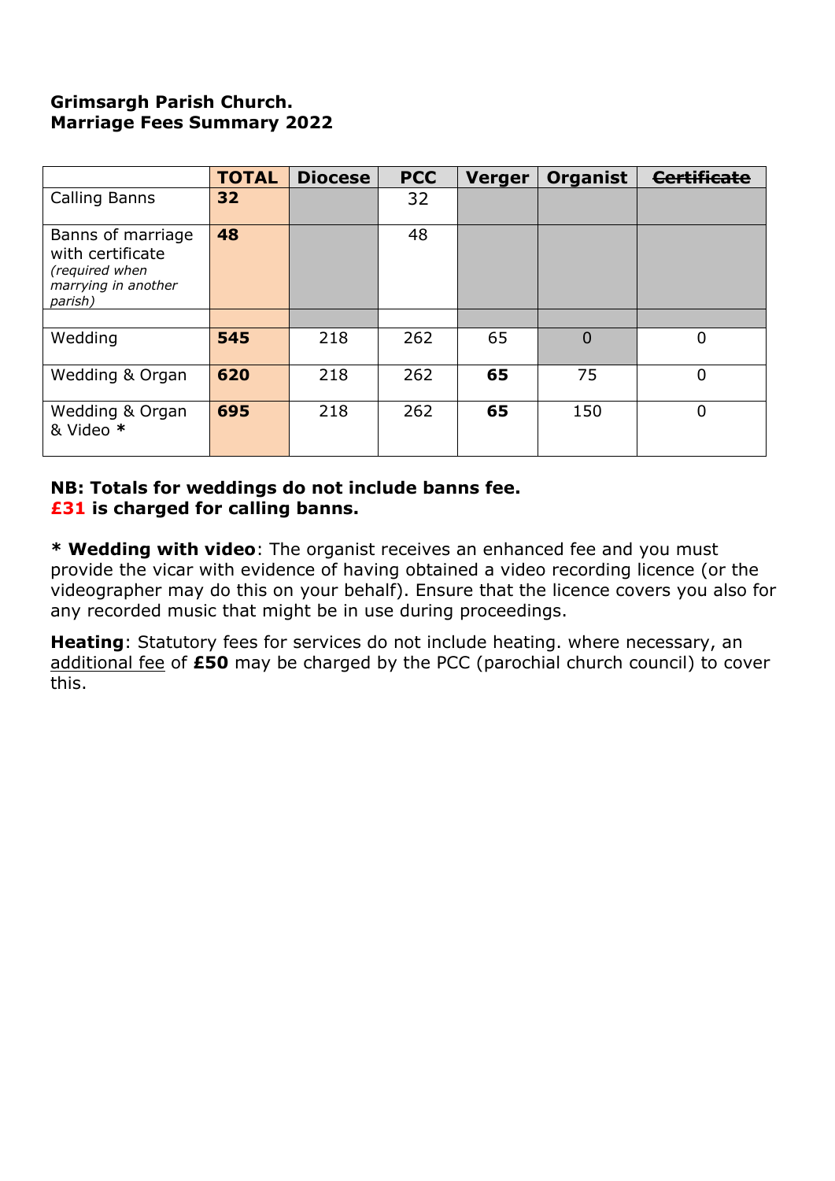**Grimsargh Parish Church.**
**Marriage Fees Summary 2022**

| | **TOTAL** | **Diocese** | **PCC** | **Verger** | **Organist** | **~~Certificate~~** |
|---|---|---|---|---|---|---|
| Calling Banns | **32** | | 32 | | | |
| Banns of marriage with certificate *(required when marrying in another parish)* | **48** | | 48 | | | |
| | | | | | | |
| Wedding | **545** | 218 | 262 | 65 | 0 | 0 |
| Wedding & Organ | **620** | 218 | 262 | **65** | 75 | 0 |
| Wedding & Organ & Video **\*** | **695** | 218 | 262 | **65** | 150 | 0 |

**NB: Totals for weddings do not include banns fee.**
**£31 is charged for calling banns.**

**\* Wedding with video**: The organist receives an enhanced fee and you must provide the vicar with evidence of having obtained a video recording licence (or the videographer may do this on your behalf). Ensure that the licence covers you also for any recorded music that might be in use during proceedings.

**Heating**: Statutory fees for services do not include heating. where necessary, an additional fee of **£50** may be charged by the PCC (parochial church council) to cover this.